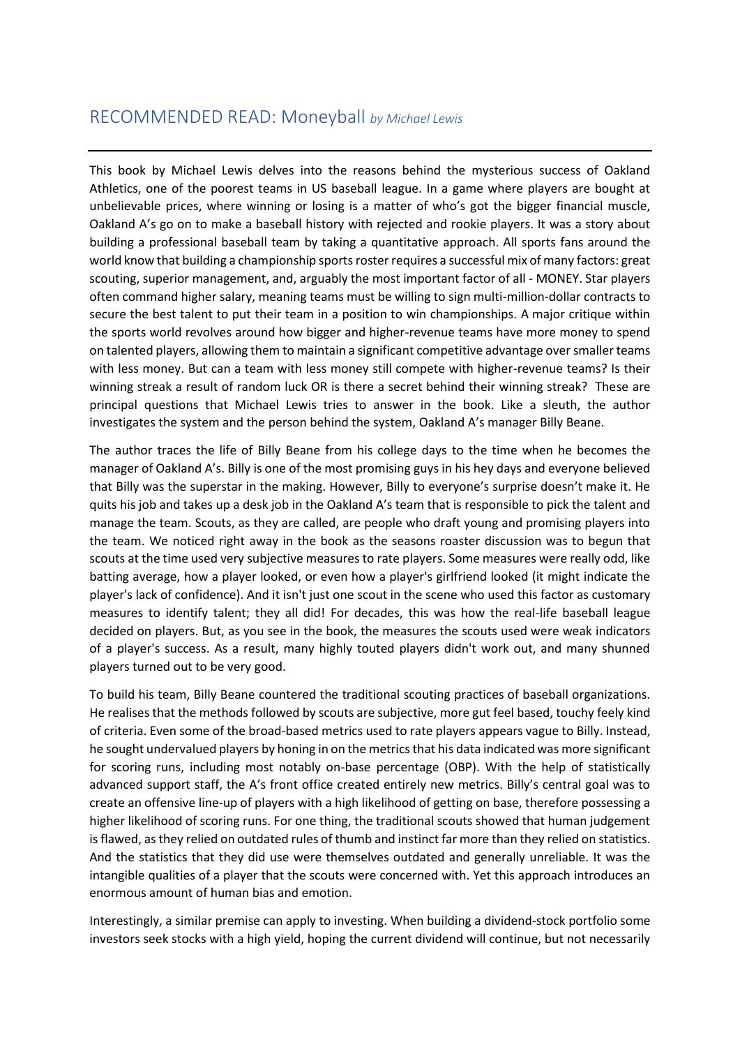## RECOMMENDED READ: Moneyball *by Michael Lewis*

---

This book by Michael Lewis delves into the reasons behind the mysterious success of Oakland Athletics, one of the poorest teams in US baseball league. In a game where players are bought at unbelievable prices, where winning or losing is a matter of who's got the bigger financial muscle, Oakland A's go on to make a baseball history with rejected and rookie players. It was a story about building a professional baseball team by taking a quantitative approach. All sports fans around the world know that building a championship sports roster requires a successful mix of many factors: great scouting, superior management, and, arguably the most important factor of all - MONEY. Star players often command higher salary, meaning teams must be willing to sign multi-million-dollar contracts to secure the best talent to put their team in a position to win championships. A major critique within the sports world revolves around how bigger and higher-revenue teams have more money to spend on talented players, allowing them to maintain a significant competitive advantage over smaller teams with less money. But can a team with less money still compete with higher-revenue teams? Is their winning streak a result of random luck OR is there a secret behind their winning streak? These are principal questions that Michael Lewis tries to answer in the book. Like a sleuth, the author investigates the system and the person behind the system, Oakland A's manager Billy Beane.

The author traces the life of Billy Beane from his college days to the time when he becomes the manager of Oakland A's. Billy is one of the most promising guys in his hey days and everyone believed that Billy was the superstar in the making. However, Billy to everyone's surprise doesn't make it. He quits his job and takes up a desk job in the Oakland A's team that is responsible to pick the talent and manage the team. Scouts, as they are called, are people who draft young and promising players into the team. We noticed right away in the book as the seasons roaster discussion was to begun that scouts at the time used very subjective measures to rate players. Some measures were really odd, like batting average, how a player looked, or even how a player's girlfriend looked (it might indicate the player's lack of confidence). And it isn't just one scout in the scene who used this factor as customary measures to identify talent; they all did! For decades, this was how the real-life baseball league decided on players. But, as you see in the book, the measures the scouts used were weak indicators of a player's success. As a result, many highly touted players didn't work out, and many shunned players turned out to be very good.

To build his team, Billy Beane countered the traditional scouting practices of baseball organizations. He realises that the methods followed by scouts are subjective, more gut feel based, touchy feely kind of criteria. Even some of the broad-based metrics used to rate players appears vague to Billy. Instead, he sought undervalued players by honing in on the metrics that his data indicated was more significant for scoring runs, including most notably on-base percentage (OBP). With the help of statistically advanced support staff, the A's front office created entirely new metrics. Billy's central goal was to create an offensive line-up of players with a high likelihood of getting on base, therefore possessing a higher likelihood of scoring runs. For one thing, the traditional scouts showed that human judgement is flawed, as they relied on outdated rules of thumb and instinct far more than they relied on statistics. And the statistics that they did use were themselves outdated and generally unreliable. It was the intangible qualities of a player that the scouts were concerned with. Yet this approach introduces an enormous amount of human bias and emotion.

Interestingly, a similar premise can apply to investing. When building a dividend-stock portfolio some investors seek stocks with a high yield, hoping the current dividend will continue, but not necessarily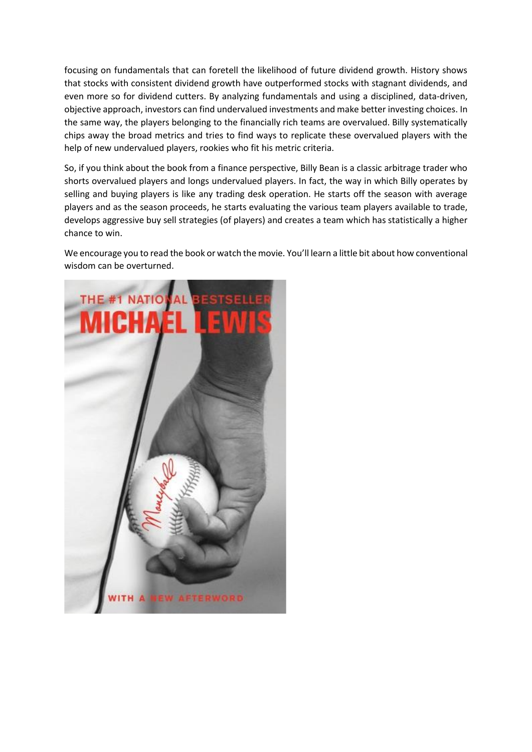focusing on fundamentals that can foretell the likelihood of future dividend growth. History shows that stocks with consistent dividend growth have outperformed stocks with stagnant dividends, and even more so for dividend cutters. By analyzing fundamentals and using a disciplined, data-driven, objective approach, investors can find undervalued investments and make better investing choices. In the same way, the players belonging to the financially rich teams are overvalued. Billy systematically chips away the broad metrics and tries to find ways to replicate these overvalued players with the help of new undervalued players, rookies who fit his metric criteria.

So, if you think about the book from a finance perspective, Billy Bean is a classic arbitrage trader who shorts overvalued players and longs undervalued players. In fact, the way in which Billy operates by selling and buying players is like any trading desk operation. He starts off the season with average players and as the season proceeds, he starts evaluating the various team players available to trade, develops aggressive buy sell strategies (of players) and creates a team which has statistically a higher chance to win.

We encourage you to read the book or watch the movie. You'll learn a little bit about how conventional wisdom can be overturned.